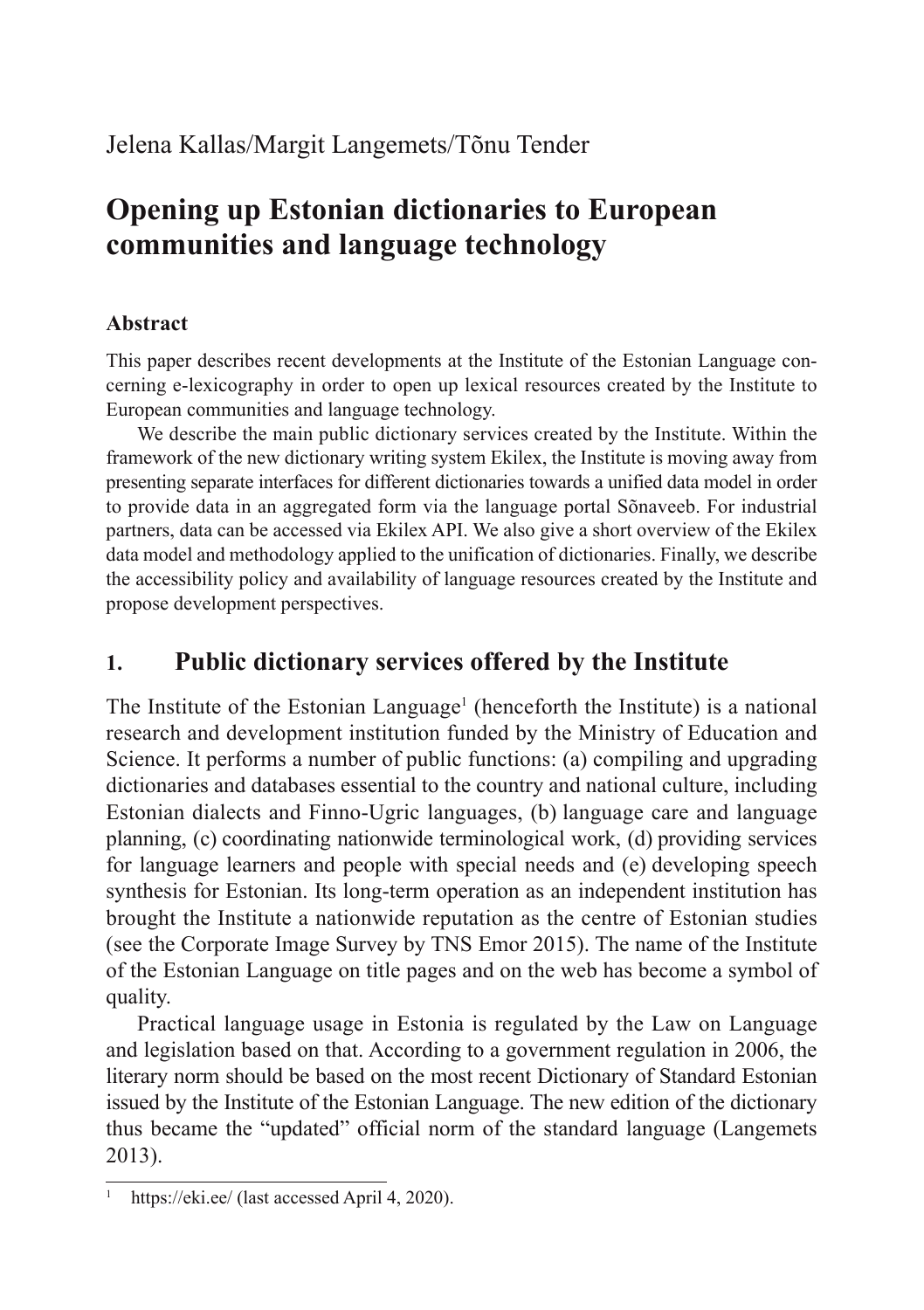Jelena Kallas/Margit Langemets/Tõnu Tender

# Opening up Estonian dictionaries to European communities and language technology

### Abstract

This paper describes recent developments at the Institute of the Estonian Language concerning e-lexicography in order to open up lexical resources created by the Institute to European communities and language technology.

We describe the main public dictionary services created by the Institute. Within the framework of the new dictionary writing system Ekilex, the Institute is moving away from presenting separate interfaces for different dictionaries towards a unified data model in order to provide data in an aggregated form via the language portal Sõnaveeb. For industrial partners, data can be accessed via Ekilex API. We also give a short overview of the Ekilex data model and methodology applied to the unification of dictionaries. Finally, we describe the accessibility policy and availability of language resources created by the Institute and propose development perspectives.

## 1. Public dictionary services offered by the Institute

The Institute of the Estonian Language[1] (henceforth the Institute) is a national research and development institution funded by the Ministry of Education and Science. It performs a number of public functions: (a) compiling and upgrading dictionaries and databases essential to the country and national culture, including Estonian dialects and Finno-Ugric languages, (b) language care and language planning, (c) coordinating nationwide terminological work, (d) providing services for language learners and people with special needs and (e) developing speech synthesis for Estonian. Its long-term operation as an independent institution has brought the Institute a nationwide reputation as the centre of Estonian studies (see the Corporate Image Survey by TNS Emor 2015). The name of the Institute of the Estonian Language on title pages and on the web has become a symbol of quality.

Practical language usage in Estonia is regulated by the Law on Language and legislation based on that. According to a government regulation in 2006, the literary norm should be based on the most recent Dictionary of Standard Estonian issued by the Institute of the Estonian Language. The new edition of the dictionary thus became the "updated" official norm of the standard language (Langemets 2013).

---

[1] https://eki.ee/ (last accessed April 4, 2020).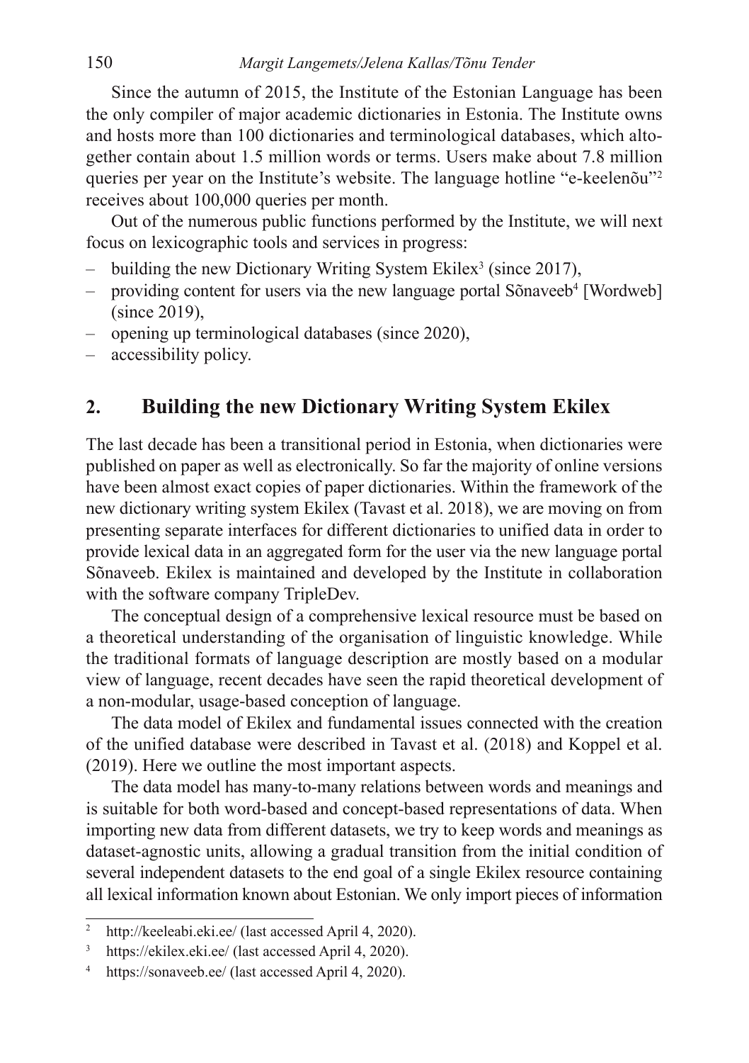Since the autumn of 2015, the Institute of the Estonian Language has been the only compiler of major academic dictionaries in Estonia. The Institute owns and hosts more than 100 dictionaries and terminological databases, which altogether contain about 1.5 million words or terms. Users make about 7.8 million queries per year on the Institute's website. The language hotline "e-keelenõu"[2] receives about 100,000 queries per month.

Out of the numerous public functions performed by the Institute, we will next focus on lexicographic tools and services in progress:

- building the new Dictionary Writing System Ekilex[3] (since 2017),
- providing content for users via the new language portal Sõnaveeb[4] [Wordweb] (since 2019),
- opening up terminological databases (since 2020),
- accessibility policy.

## 2. Building the new Dictionary Writing System Ekilex

The last decade has been a transitional period in Estonia, when dictionaries were published on paper as well as electronically. So far the majority of online versions have been almost exact copies of paper dictionaries. Within the framework of the new dictionary writing system Ekilex (Tavast et al. 2018), we are moving on from presenting separate interfaces for different dictionaries to unified data in order to provide lexical data in an aggregated form for the user via the new language portal Sõnaveeb. Ekilex is maintained and developed by the Institute in collaboration with the software company TripleDev.

The conceptual design of a comprehensive lexical resource must be based on a theoretical understanding of the organisation of linguistic knowledge. While the traditional formats of language description are mostly based on a modular view of language, recent decades have seen the rapid theoretical development of a non-modular, usage-based conception of language.

The data model of Ekilex and fundamental issues connected with the creation of the unified database were described in Tavast et al. (2018) and Koppel et al. (2019). Here we outline the most important aspects.

The data model has many-to-many relations between words and meanings and is suitable for both word-based and concept-based representations of data. When importing new data from different datasets, we try to keep words and meanings as dataset-agnostic units, allowing a gradual transition from the initial condition of several independent datasets to the end goal of a single Ekilex resource containing all lexical information known about Estonian. We only import pieces of information

---

[2] http://keeleabi.eki.ee/ (last accessed April 4, 2020).

[3] https://ekilex.eki.ee/ (last accessed April 4, 2020).

[4] https://sonaveeb.ee/ (last accessed April 4, 2020).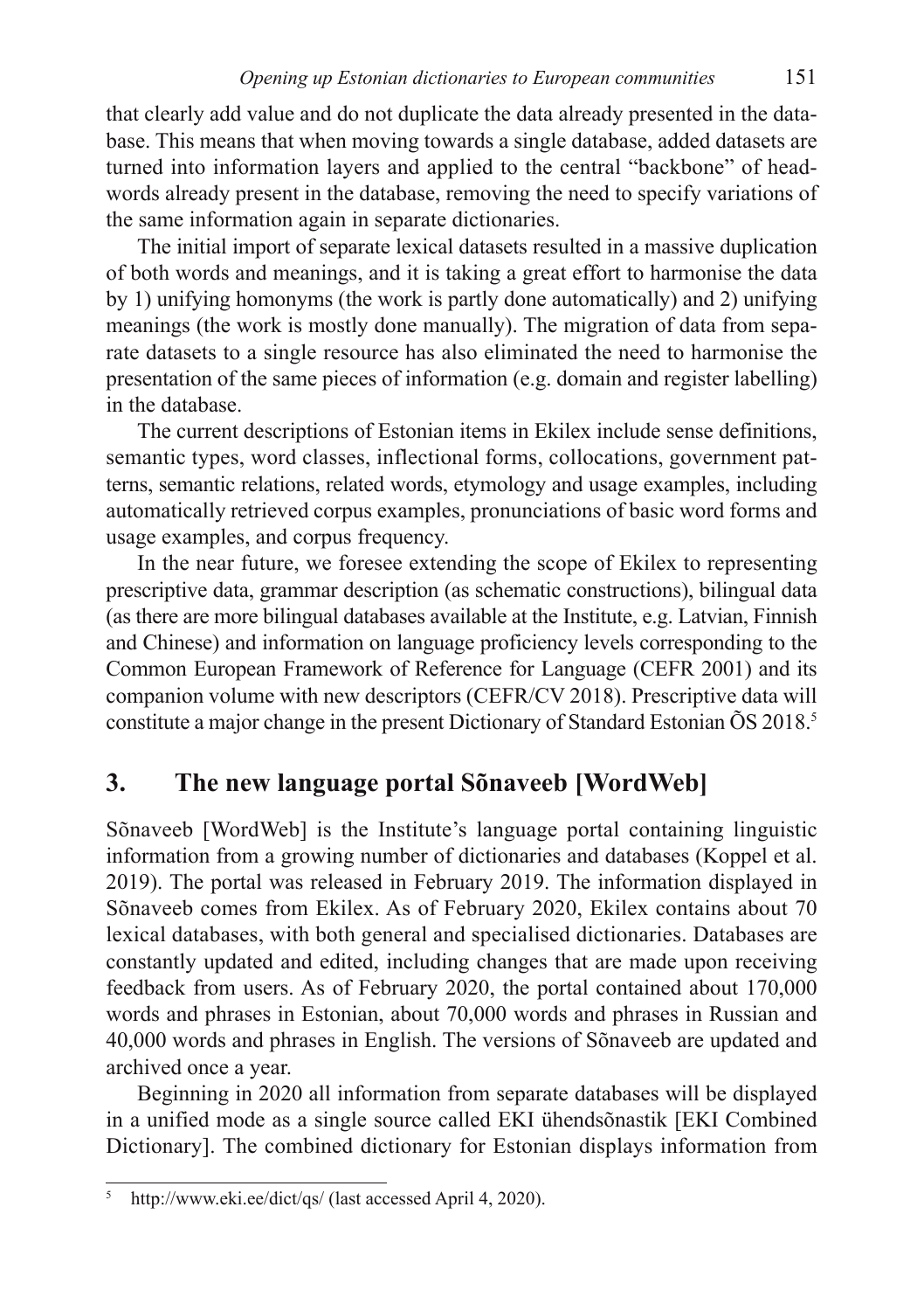that clearly add value and do not duplicate the data already presented in the database. This means that when moving towards a single database, added datasets are turned into information layers and applied to the central "backbone" of headwords already present in the database, removing the need to specify variations of the same information again in separate dictionaries.

The initial import of separate lexical datasets resulted in a massive duplication of both words and meanings, and it is taking a great effort to harmonise the data by 1) unifying homonyms (the work is partly done automatically) and 2) unifying meanings (the work is mostly done manually). The migration of data from separate datasets to a single resource has also eliminated the need to harmonise the presentation of the same pieces of information (e.g. domain and register labelling) in the database.

The current descriptions of Estonian items in Ekilex include sense definitions, semantic types, word classes, inflectional forms, collocations, government patterns, semantic relations, related words, etymology and usage examples, including automatically retrieved corpus examples, pronunciations of basic word forms and usage examples, and corpus frequency.

In the near future, we foresee extending the scope of Ekilex to representing prescriptive data, grammar description (as schematic constructions), bilingual data (as there are more bilingual databases available at the Institute, e.g. Latvian, Finnish and Chinese) and information on language proficiency levels corresponding to the Common European Framework of Reference for Language (CEFR 2001) and its companion volume with new descriptors (CEFR/CV 2018). Prescriptive data will constitute a major change in the present Dictionary of Standard Estonian ÕS 2018.[5]

## 3. The new language portal Sõnaveeb [WordWeb]

Sõnaveeb [WordWeb] is the Institute's language portal containing linguistic information from a growing number of dictionaries and databases (Koppel et al. 2019). The portal was released in February 2019. The information displayed in Sõnaveeb comes from Ekilex. As of February 2020, Ekilex contains about 70 lexical databases, with both general and specialised dictionaries. Databases are constantly updated and edited, including changes that are made upon receiving feedback from users. As of February 2020, the portal contained about 170,000 words and phrases in Estonian, about 70,000 words and phrases in Russian and 40,000 words and phrases in English. The versions of Sõnaveeb are updated and archived once a year.

Beginning in 2020 all information from separate databases will be displayed in a unified mode as a single source called EKI ühendsõnastik [EKI Combined Dictionary]. The combined dictionary for Estonian displays information from

[5] http://www.eki.ee/dict/qs/ (last accessed April 4, 2020).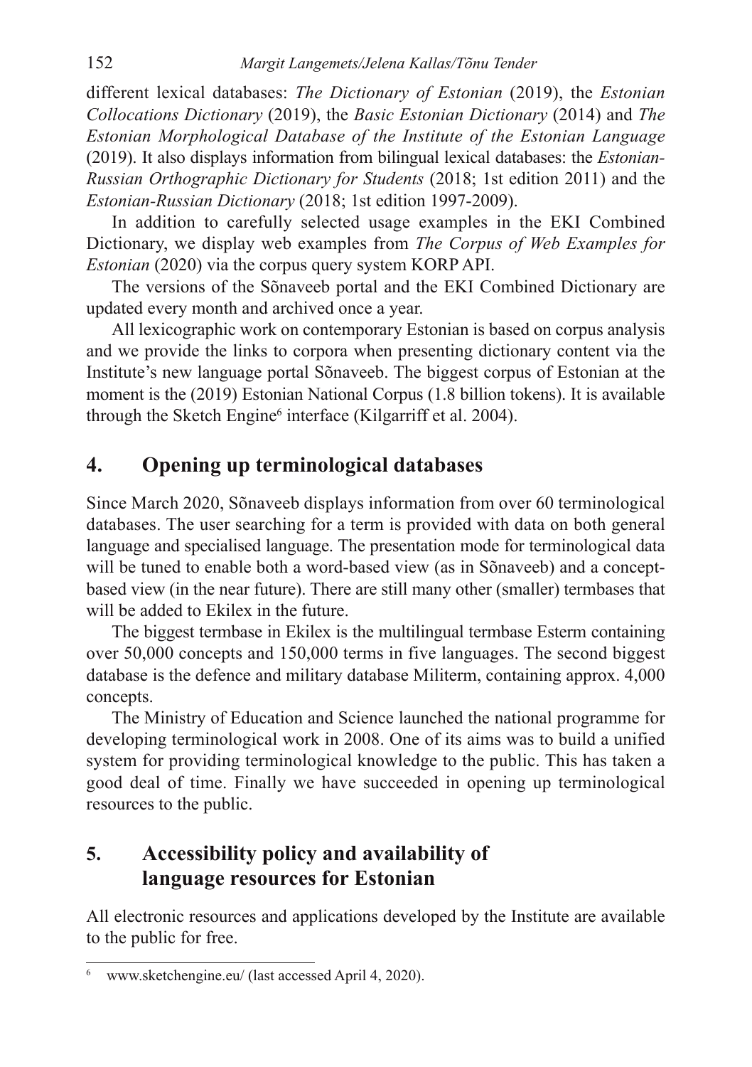different lexical databases: *The Dictionary of Estonian* (2019), the *Estonian Collocations Dictionary* (2019), the *Basic Estonian Dictionary* (2014) and *The Estonian Morphological Database of the Institute of the Estonian Language* (2019). It also displays information from bilingual lexical databases: the *Estonian-Russian Orthographic Dictionary for Students* (2018; 1st edition 2011) and the *Estonian-Russian Dictionary* (2018; 1st edition 1997-2009).

In addition to carefully selected usage examples in the EKI Combined Dictionary, we display web examples from *The Corpus of Web Examples for Estonian* (2020) via the corpus query system KORP API.

The versions of the Sõnaveeb portal and the EKI Combined Dictionary are updated every month and archived once a year.

All lexicographic work on contemporary Estonian is based on corpus analysis and we provide the links to corpora when presenting dictionary content via the Institute's new language portal Sõnaveeb. The biggest corpus of Estonian at the moment is the (2019) Estonian National Corpus (1.8 billion tokens). It is available through the Sketch Engine[6] interface (Kilgarriff et al. 2004).

## 4. Opening up terminological databases

Since March 2020, Sõnaveeb displays information from over 60 terminological databases. The user searching for a term is provided with data on both general language and specialised language. The presentation mode for terminological data will be tuned to enable both a word-based view (as in Sõnaveeb) and a concept-based view (in the near future). There are still many other (smaller) termbases that will be added to Ekilex in the future.

The biggest termbase in Ekilex is the multilingual termbase Esterm containing over 50,000 concepts and 150,000 terms in five languages. The second biggest database is the defence and military database Militerm, containing approx. 4,000 concepts.

The Ministry of Education and Science launched the national programme for developing terminological work in 2008. One of its aims was to build a unified system for providing terminological knowledge to the public. This has taken a good deal of time. Finally we have succeeded in opening up terminological resources to the public.

## 5. Accessibility policy and availability of language resources for Estonian

All electronic resources and applications developed by the Institute are available to the public for free.

[6] www.sketchengine.eu/ (last accessed April 4, 2020).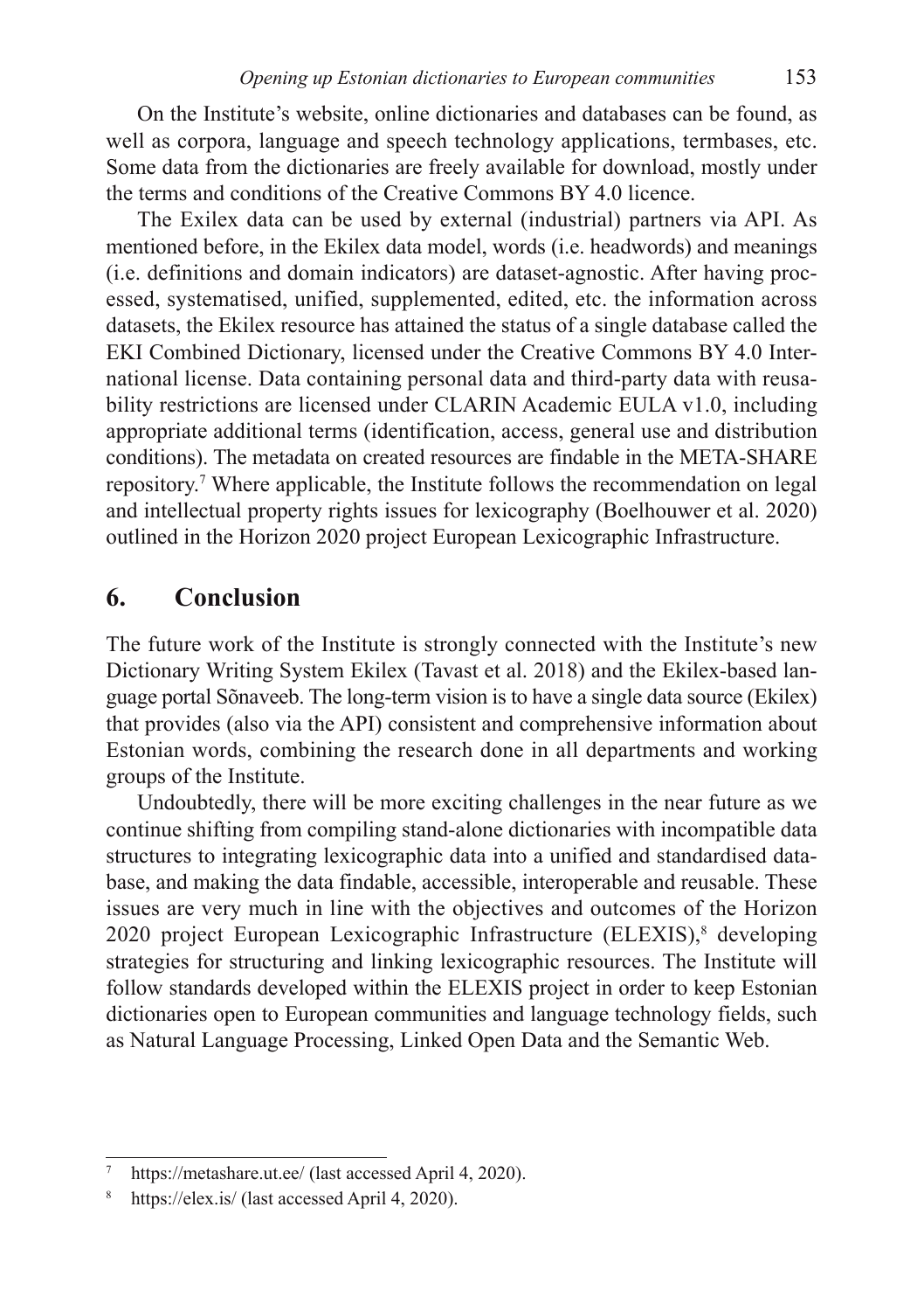On the Institute's website, online dictionaries and databases can be found, as well as corpora, language and speech technology applications, termbases, etc. Some data from the dictionaries are freely available for download, mostly under the terms and conditions of the Creative Commons BY 4.0 licence.

The Exilex data can be used by external (industrial) partners via API. As mentioned before, in the Ekilex data model, words (i.e. headwords) and meanings (i.e. definitions and domain indicators) are dataset-agnostic. After having processed, systematised, unified, supplemented, edited, etc. the information across datasets, the Ekilex resource has attained the status of a single database called the EKI Combined Dictionary, licensed under the Creative Commons BY 4.0 International license. Data containing personal data and third-party data with reusability restrictions are licensed under CLARIN Academic EULA v1.0, including appropriate additional terms (identification, access, general use and distribution conditions). The metadata on created resources are findable in the META-SHARE repository.[7] Where applicable, the Institute follows the recommendation on legal and intellectual property rights issues for lexicography (Boelhouwer et al. 2020) outlined in the Horizon 2020 project European Lexicographic Infrastructure.

## 6. Conclusion

The future work of the Institute is strongly connected with the Institute's new Dictionary Writing System Ekilex (Tavast et al. 2018) and the Ekilex-based language portal Sõnaveeb. The long-term vision is to have a single data source (Ekilex) that provides (also via the API) consistent and comprehensive information about Estonian words, combining the research done in all departments and working groups of the Institute.

Undoubtedly, there will be more exciting challenges in the near future as we continue shifting from compiling stand-alone dictionaries with incompatible data structures to integrating lexicographic data into a unified and standardised database, and making the data findable, accessible, interoperable and reusable. These issues are very much in line with the objectives and outcomes of the Horizon 2020 project European Lexicographic Infrastructure (ELEXIS),[8] developing strategies for structuring and linking lexicographic resources. The Institute will follow standards developed within the ELEXIS project in order to keep Estonian dictionaries open to European communities and language technology fields, such as Natural Language Processing, Linked Open Data and the Semantic Web.

---

[7] https://metashare.ut.ee/ (last accessed April 4, 2020).

[8] https://elex.is/ (last accessed April 4, 2020).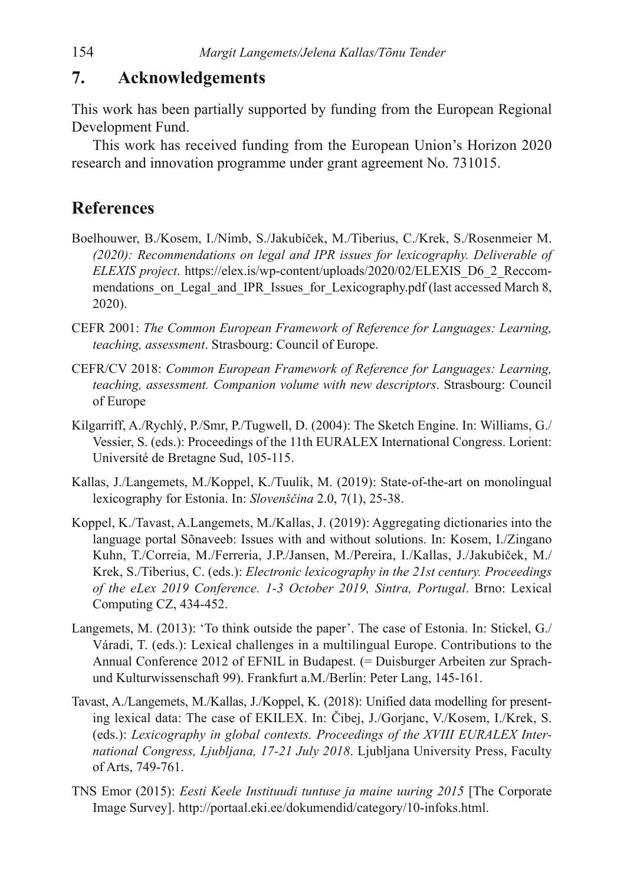## 7. Acknowledgements

This work has been partially supported by funding from the European Regional Development Fund.

This work has received funding from the European Union's Horizon 2020 research and innovation programme under grant agreement No. 731015.

## References

Boelhouwer, B./Kosem, I./Nimb, S./Jakubíček, M./Tiberius, C./Krek, S./Rosenmeier M. *(2020): Recommendations on legal and IPR issues for lexicography. Deliverable of ELEXIS project*. https://elex.is/wp-content/uploads/2020/02/ELEXIS_D6_2_Reccommendations_on_Legal_and_IPR_Issues_for_Lexicography.pdf (last accessed March 8, 2020).

CEFR 2001: *The Common European Framework of Reference for Languages: Learning, teaching, assessment*. Strasbourg: Council of Europe.

CEFR/CV 2018: *Common European Framework of Reference for Languages: Learning, teaching, assessment. Companion volume with new descriptors*. Strasbourg: Council of Europe

Kilgarriff, A./Rychlý, P./Smr, P./Tugwell, D. (2004): The Sketch Engine. In: Williams, G./ Vessier, S. (eds.): Proceedings of the 11th EURALEX International Congress. Lorient: Université de Bretagne Sud, 105-115.

Kallas, J./Langemets, M./Koppel, K./Tuulik, M. (2019): State-of-the-art on monolingual lexicography for Estonia. In: *Slovenščina* 2.0, 7(1), 25-38.

Koppel, K./Tavast, A.Langemets, M./Kallas, J. (2019): Aggregating dictionaries into the language portal Sõnaveeb: Issues with and without solutions. In: Kosem, I./Zingano Kuhn, T./Correia, M./Ferreria, J.P./Jansen, M./Pereira, I./Kallas, J./Jakubíček, M./ Krek, S./Tiberius, C. (eds.): *Electronic lexicography in the 21st century. Proceedings of the eLex 2019 Conference. 1-3 October 2019, Sintra, Portugal*. Brno: Lexical Computing CZ, 434-452.

Langemets, M. (2013): 'To think outside the paper'. The case of Estonia. In: Stickel, G./ Váradi, T. (eds.): Lexical challenges in a multilingual Europe. Contributions to the Annual Conference 2012 of EFNIL in Budapest. (= Duisburger Arbeiten zur Sprach- und Kulturwissenschaft 99). Frankfurt a.M./Berlin: Peter Lang, 145-161.

Tavast, A./Langemets, M./Kallas, J./Koppel, K. (2018): Unified data modelling for presenting lexical data: The case of EKILEX. In: Čibej, J./Gorjanc, V./Kosem, I./Krek, S. (eds.): *Lexicography in global contexts. Proceedings of the XVIII EURALEX International Congress, Ljubljana, 17-21 July 2018*. Ljubljana University Press, Faculty of Arts, 749-761.

TNS Emor (2015): *Eesti Keele Instituudi tuntuse ja maine uuring 2015* [The Corporate Image Survey]. http://portaal.eki.ee/dokumendid/category/10-infoks.html.